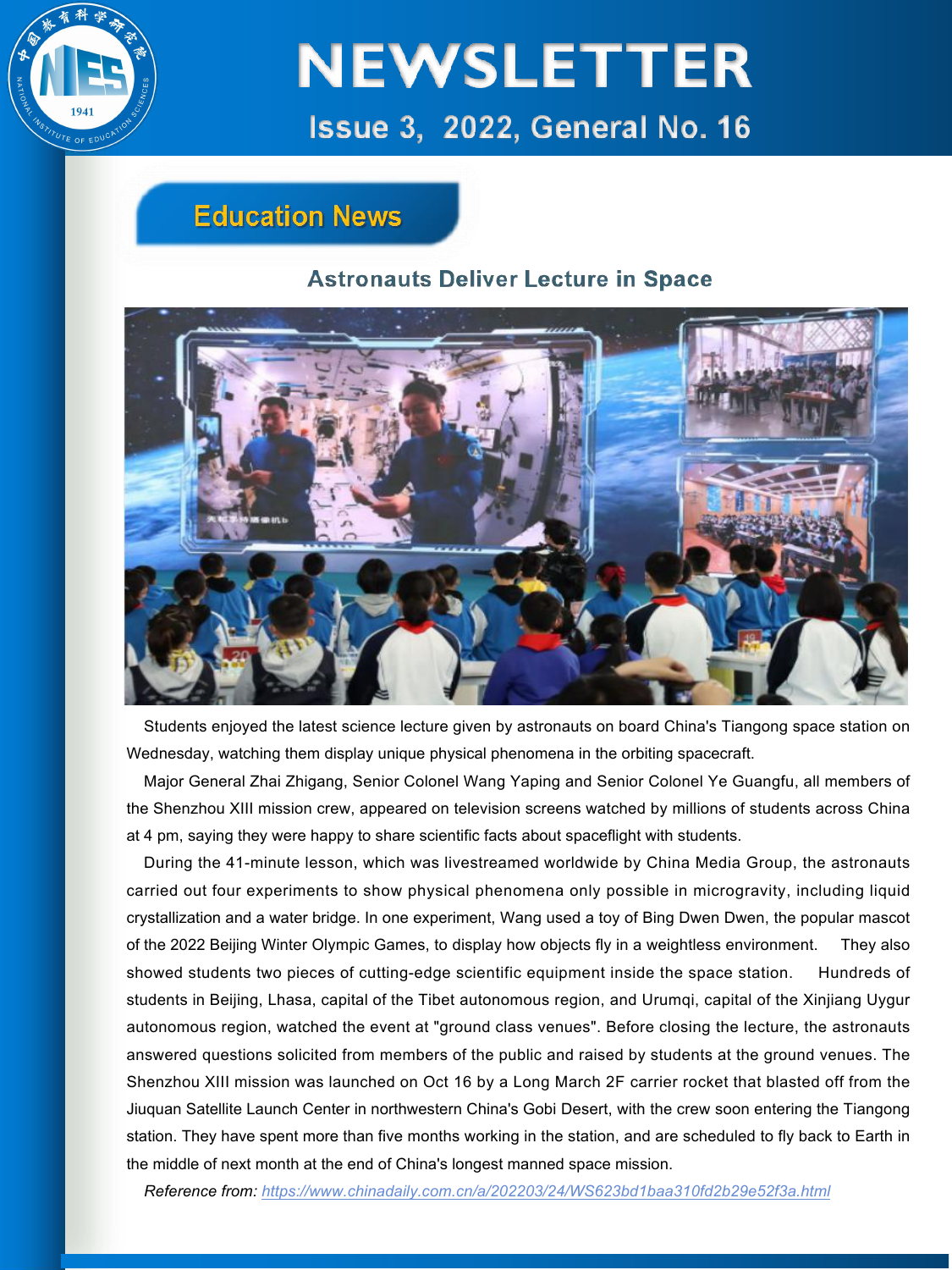# NEWSLETTER

## Issue 3, 2022, General No. 16

## Education News

### Astronauts Deliver Lecture in Space

Students enjoyed the latest science lecture given by astronauts on board China's Tiangong space station on Wednesday, watching them display unique physical phenomena in the orbiting spacecraft.

Major General Zhai Zhigang, Senior Colonel Wang Yaping and Senior Colonel Ye Guangfu, all members of the Shenzhou XIII mission crew, appeared on television screens watched by millions of students across China at 4 pm, saying they were happy to share scientific facts about spaceflight with students.

During the 41-minute lesson, which was livestreamed worldwide by China Media Group, the astronauts carried out four experiments to show physical phenomena only possible in microgravity, including liquid crystallization and a water bridge. In one experiment, Wang used a toy of Bing Dwen Dwen, the popular mascot of the 2022 Beijing Winter Olympic Games, to display how objects fly in a weightless environment. They also showed students two pieces of cutting-edge scientific equipment inside the space station. Hundreds of students in Beijing, Lhasa, capital of the Tibet autonomous region, and Urumqi, capital of the Xinjiang Uygur autonomous region, watched the event at "ground class venues". Before closing the lecture, the astronauts answered questions solicited from members of the public and raised by students at the ground venues. The Shenzhou XIII mission was launched on Oct 16 by a Long March 2F carrier rocket that blasted off from the Jiuquan Satellite Launch Center in northwestern China's Gobi Desert, with the crew soon entering the Tiangong station. They have spent more than five months working in the station, and are scheduled to fly back to Earth in the middle of next month at the end of China's longest manned space mission.

*Reference from:* https://www.chinadaily.com.cn/a/202203/24/WS623bd1baa310fd2b29e52f3a.html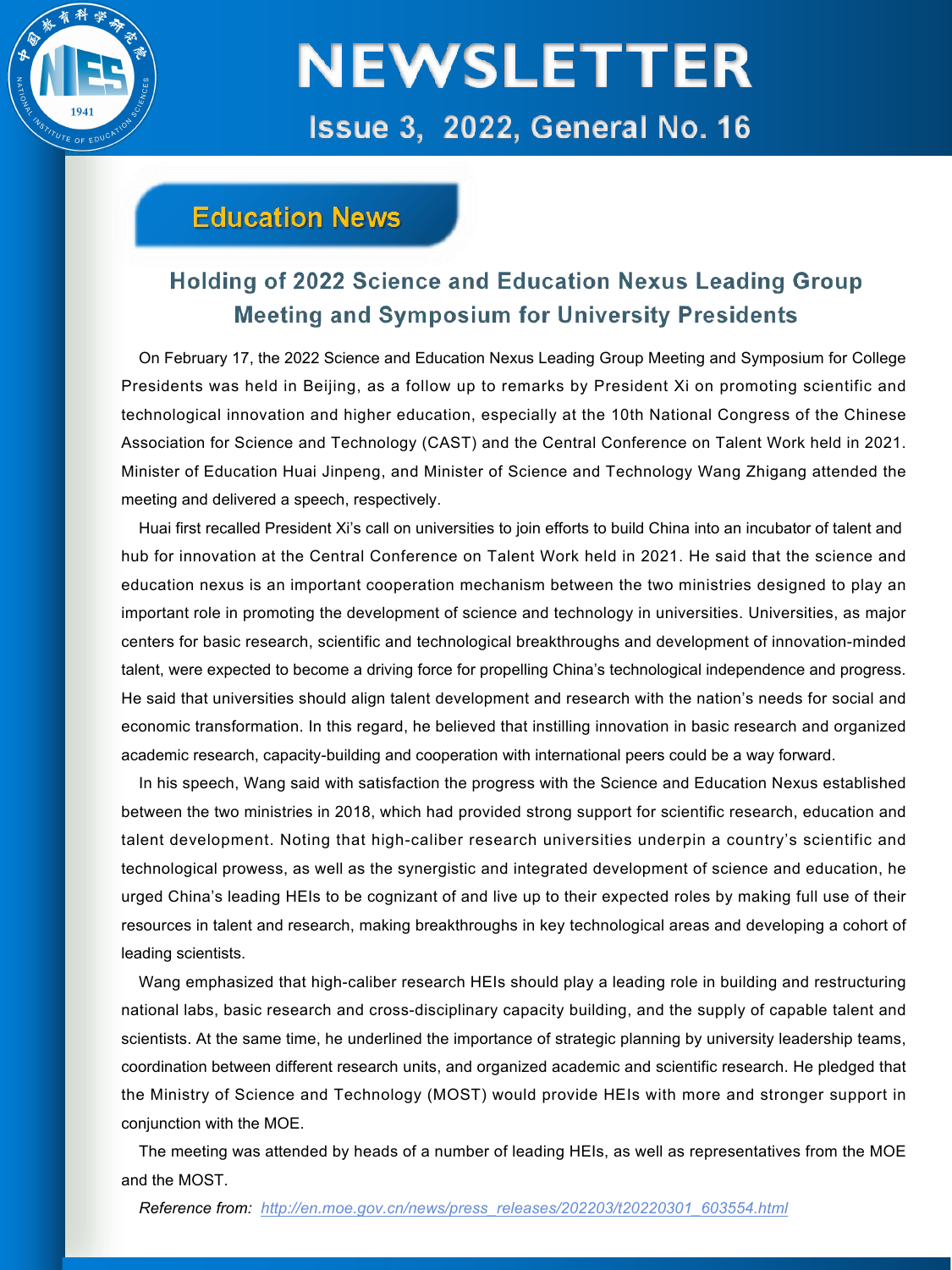## Education News

### Holding of 2022 Science and Education Nexus Leading Group Meeting and Symposium for University Presidents

On February 17, the 2022 Science and Education Nexus Leading Group Meeting and Symposium for College Presidents was held in Beijing, as a follow up to remarks by President Xi on promoting scientific and technological innovation and higher education, especially at the 10th National Congress of the Chinese Association for Science and Technology (CAST) and the Central Conference on Talent Work held in 2021. Minister of Education Huai Jinpeng, and Minister of Science and Technology Wang Zhigang attended the meeting and delivered a speech, respectively.

Huai first recalled President Xi's call on universities to join efforts to build China into an incubator of talent and hub for innovation at the Central Conference on Talent Work held in 2021. He said that the science and education nexus is an important cooperation mechanism between the two ministries designed to play an important role in promoting the development of science and technology in universities. Universities, as major centers for basic research, scientific and technological breakthroughs and development of innovation-minded talent, were expected to become a driving force for propelling China's technological independence and progress. He said that universities should align talent development and research with the nation's needs for social and economic transformation. In this regard, he believed that instilling innovation in basic research and organized academic research, capacity-building and cooperation with international peers could be a way forward.

In his speech, Wang said with satisfaction the progress with the Science and Education Nexus established between the two ministries in 2018, which had provided strong support for scientific research, education and talent development. Noting that high-caliber research universities underpin a country's scientific and technological prowess, as well as the synergistic and integrated development of science and education, he urged China's leading HEIs to be cognizant of and live up to their expected roles by making full use of their resources in talent and research, making breakthroughs in key technological areas and developing a cohort of leading scientists.

Wang emphasized that high-caliber research HEIs should play a leading role in building and restructuring national labs, basic research and cross-disciplinary capacity building, and the supply of capable talent and scientists. At the same time, he underlined the importance of strategic planning by university leadership teams, coordination between different research units, and organized academic and scientific research. He pledged that the Ministry of Science and Technology (MOST) would provide HEIs with more and stronger support in conjunction with the MOE.

The meeting was attended by heads of a number of leading HEIs, as well as representatives from the MOE and the MOST.

*Reference from:* [http://en.moe.gov.cn/news/press_releases/202203/t20220301_603554.html](http://en.moe.gov.cn/news/press_releases/202203/t20220301_603554.html)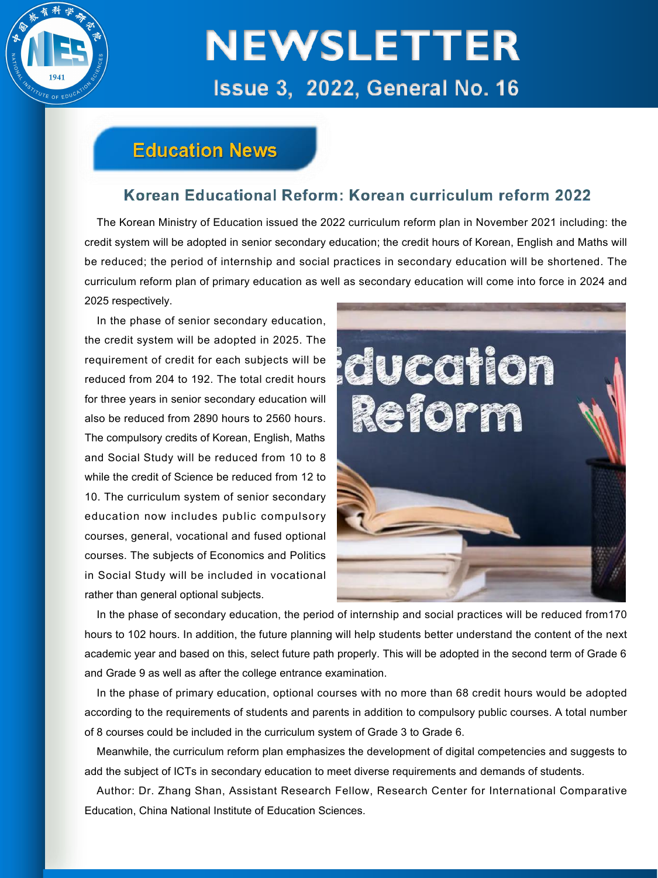## Education News

### Korean Educational Reform: Korean curriculum reform 2022

The Korean Ministry of Education issued the 2022 curriculum reform plan in November 2021 including: the credit system will be adopted in senior secondary education; the credit hours of Korean, English and Maths will be reduced; the period of internship and social practices in secondary education will be shortened. The curriculum reform plan of primary education as well as secondary education will come into force in 2024 and 2025 respectively.

In the phase of senior secondary education, the credit system will be adopted in 2025. The requirement of credit for each subjects will be reduced from 204 to 192. The total credit hours for three years in senior secondary education will also be reduced from 2890 hours to 2560 hours. The compulsory credits of Korean, English, Maths and Social Study will be reduced from 10 to 8 while the credit of Science be reduced from 12 to 10. The curriculum system of senior secondary education now includes public compulsory courses, general, vocational and fused optional courses. The subjects of Economics and Politics in Social Study will be included in vocational rather than general optional subjects.

In the phase of secondary education, the period of internship and social practices will be reduced from170 hours to 102 hours. In addition, the future planning will help students better understand the content of the next academic year and based on this, select future path properly. This will be adopted in the second term of Grade 6 and Grade 9 as well as after the college entrance examination.

In the phase of primary education, optional courses with no more than 68 credit hours would be adopted according to the requirements of students and parents in addition to compulsory public courses. A total number of 8 courses could be included in the curriculum system of Grade 3 to Grade 6.

Meanwhile, the curriculum reform plan emphasizes the development of digital competencies and suggests to add the subject of ICTs in secondary education to meet diverse requirements and demands of students.

Author: Dr. Zhang Shan, Assistant Research Fellow, Research Center for International Comparative Education, China National Institute of Education Sciences.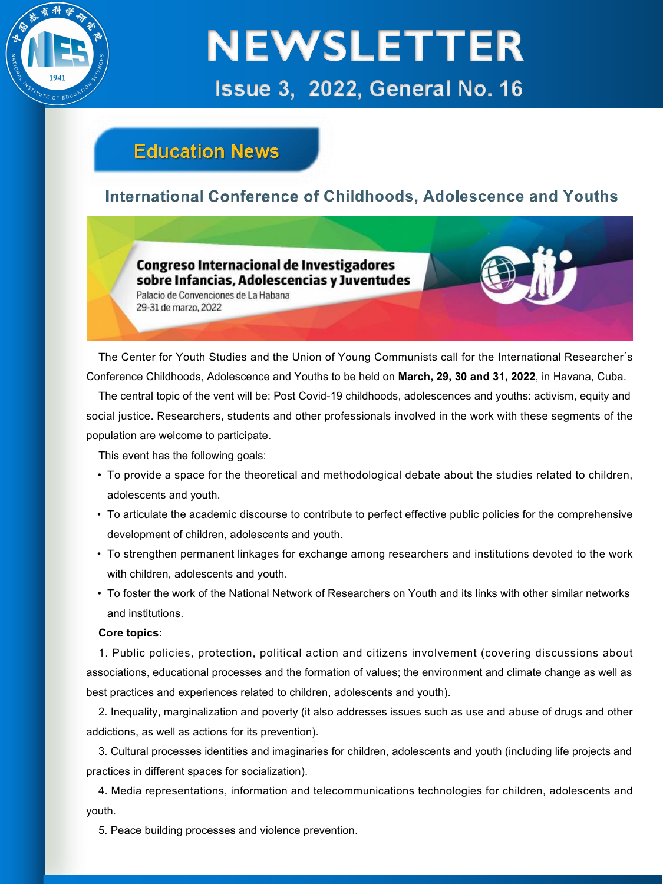## Education News

### International Conference of Childhoods, Adolescence and Youths

The Center for Youth Studies and the Union of Young Communists call for the International Researcher´s Conference Childhoods, Adolescence and Youths to be held on **March, 29, 30 and 31, 2022**, in Havana, Cuba.

The central topic of the vent will be: Post Covid-19 childhoods, adolescences and youths: activism, equity and social justice. Researchers, students and other professionals involved in the work with these segments of the population are welcome to participate.

This event has the following goals:

- To provide a space for the theoretical and methodological debate about the studies related to children, adolescents and youth.
- To articulate the academic discourse to contribute to perfect effective public policies for the comprehensive development of children, adolescents and youth.
- To strengthen permanent linkages for exchange among researchers and institutions devoted to the work with children, adolescents and youth.
- To foster the work of the National Network of Researchers on Youth and its links with other similar networks and institutions.

**Core topics:**

1. Public policies, protection, political action and citizens involvement (covering discussions about associations, educational processes and the formation of values; the environment and climate change as well as best practices and experiences related to children, adolescents and youth).

2. Inequality, marginalization and poverty (it also addresses issues such as use and abuse of drugs and other addictions, as well as actions for its prevention).

3. Cultural processes identities and imaginaries for children, adolescents and youth (including life projects and practices in different spaces for socialization).

4. Media representations, information and telecommunications technologies for children, adolescents and youth.

5. Peace building processes and violence prevention.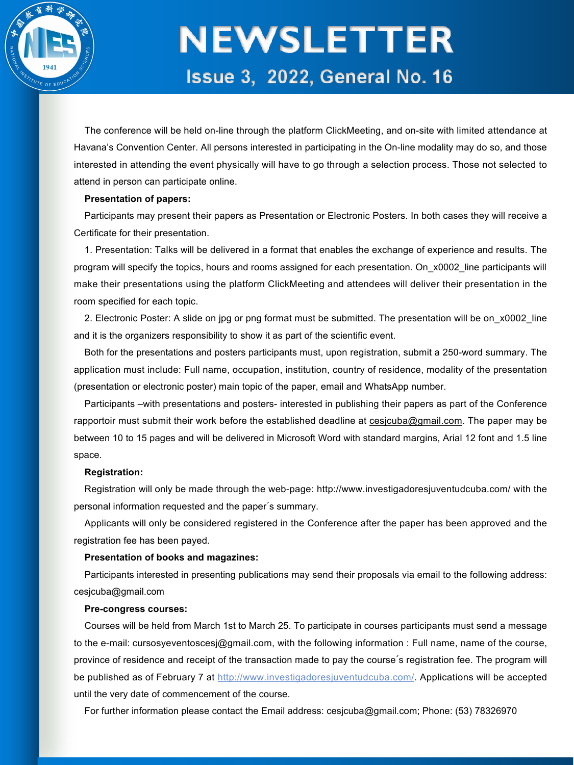The conference will be held on-line through the platform ClickMeeting, and on-site with limited attendance at Havana's Convention Center. All persons interested in participating in the On-line modality may do so, and those interested in attending the event physically will have to go through a selection process. Those not selected to attend in person can participate online.

**Presentation of papers:**

Participants may present their papers as Presentation or Electronic Posters. In both cases they will receive a Certificate for their presentation.

1. Presentation: Talks will be delivered in a format that enables the exchange of experience and results. The program will specify the topics, hours and rooms assigned for each presentation. On_x0002_line participants will make their presentations using the platform ClickMeeting and attendees will deliver their presentation in the room specified for each topic.

2. Electronic Poster: A slide on jpg or png format must be submitted. The presentation will be on_x0002_line and it is the organizers responsibility to show it as part of the scientific event.

Both for the presentations and posters participants must, upon registration, submit a 250-word summary. The application must include: Full name, occupation, institution, country of residence, modality of the presentation (presentation or electronic poster) main topic of the paper, email and WhatsApp number.

Participants –with presentations and posters- interested in publishing their papers as part of the Conference rapportoir must submit their work before the established deadline at cesjcuba@gmail.com. The paper may be between 10 to 15 pages and will be delivered in Microsoft Word with standard margins, Arial 12 font and 1.5 line space.

**Registration:**

Registration will only be made through the web-page: http://www.investigadoresjuventudcuba.com/ with the personal information requested and the paper´s summary.

Applicants will only be considered registered in the Conference after the paper has been approved and the registration fee has been payed.

**Presentation of books and magazines:**

Participants interested in presenting publications may send their proposals via email to the following address: cesjcuba@gmail.com

**Pre-congress courses:**

Courses will be held from March 1st to March 25. To participate in courses participants must send a message to the e-mail: cursosyeventoscesj@gmail.com, with the following information : Full name, name of the course, province of residence and receipt of the transaction made to pay the course´s registration fee. The program will be published as of February 7 at http://www.investigadoresjuventudcuba.com/. Applications will be accepted until the very date of commencement of the course.

For further information please contact the Email address: cesjcuba@gmail.com; Phone: (53) 78326970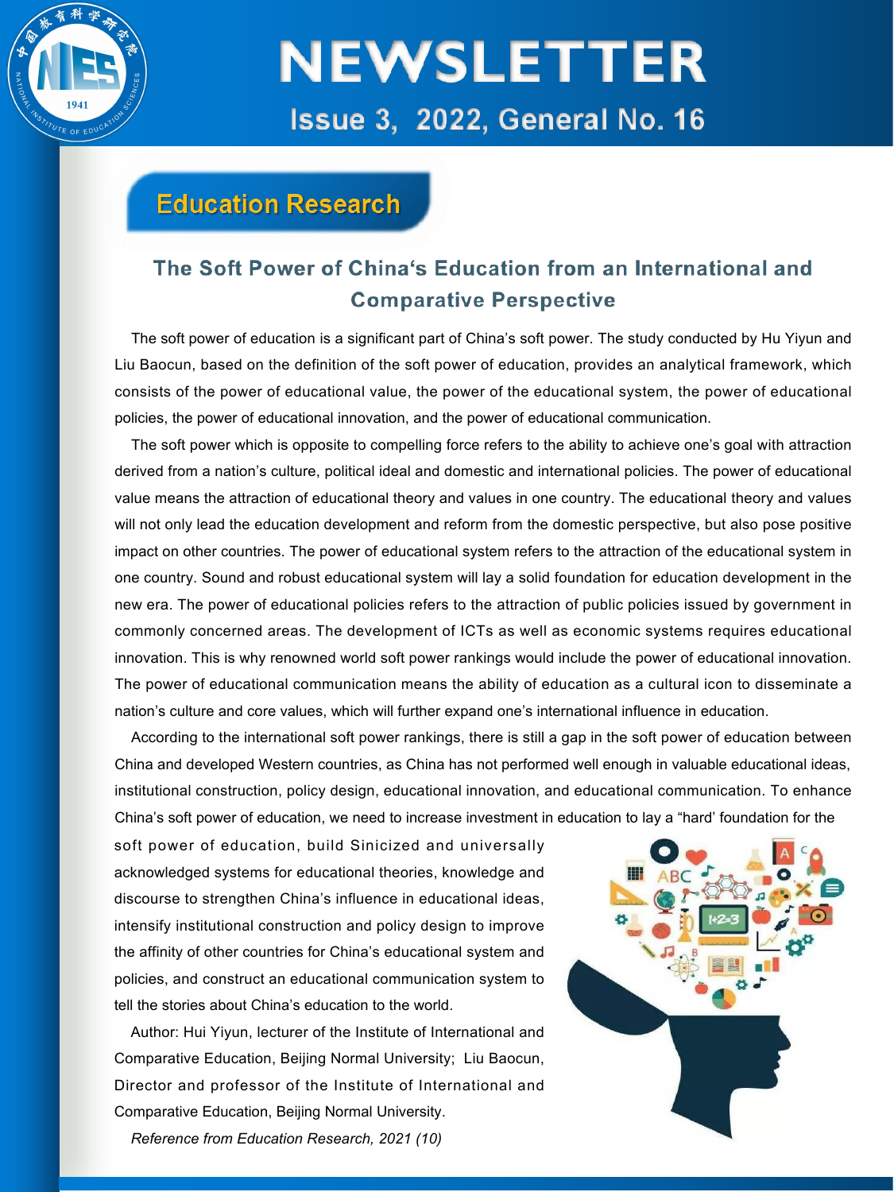## Education Research

### The Soft Power of China's Education from an International and Comparative Perspective

The soft power of education is a significant part of China's soft power. The study conducted by Hu Yiyun and Liu Baocun, based on the definition of the soft power of education, provides an analytical framework, which consists of the power of educational value, the power of the educational system, the power of educational policies, the power of educational innovation, and the power of educational communication.

The soft power which is opposite to compelling force refers to the ability to achieve one's goal with attraction derived from a nation's culture, political ideal and domestic and international policies. The power of educational value means the attraction of educational theory and values in one country. The educational theory and values will not only lead the education development and reform from the domestic perspective, but also pose positive impact on other countries. The power of educational system refers to the attraction of the educational system in one country. Sound and robust educational system will lay a solid foundation for education development in the new era. The power of educational policies refers to the attraction of public policies issued by government in commonly concerned areas. The development of ICTs as well as economic systems requires educational innovation. This is why renowned world soft power rankings would include the power of educational innovation. The power of educational communication means the ability of education as a cultural icon to disseminate a nation's culture and core values, which will further expand one's international influence in education.

According to the international soft power rankings, there is still a gap in the soft power of education between China and developed Western countries, as China has not performed well enough in valuable educational ideas, institutional construction, policy design, educational innovation, and educational communication. To enhance China's soft power of education, we need to increase investment in education to lay a "hard' foundation for the soft power of education, build Sinicized and universally acknowledged systems for educational theories, knowledge and discourse to strengthen China's influence in educational ideas, intensify institutional construction and policy design to improve the affinity of other countries for China's educational system and policies, and construct an educational communication system to tell the stories about China's education to the world.

Author: Hui Yiyun, lecturer of the Institute of International and Comparative Education, Beijing Normal University; Liu Baocun, Director and professor of the Institute of International and Comparative Education, Beijing Normal University.

*Reference from Education Research, 2021 (10)*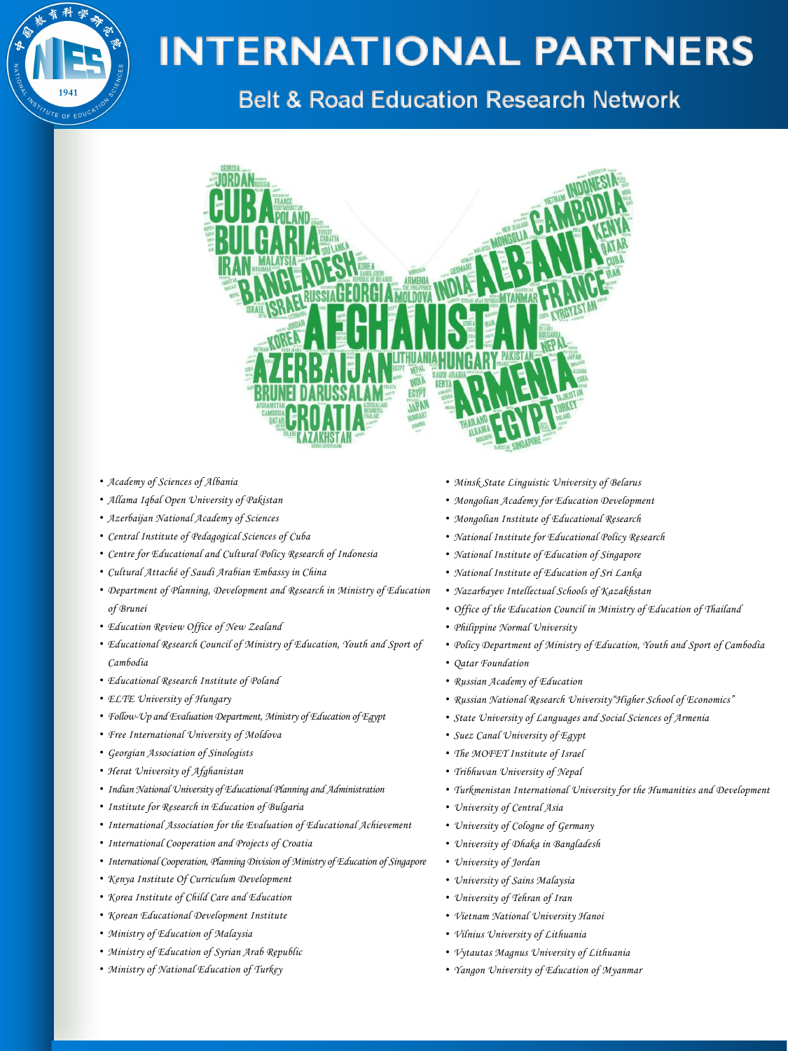# INTERNATIONAL PARTNERS

## Belt & Road Education Research Network

- *Academy of Sciences of Albania*
- *Allama Iqbal Open University of Pakistan*
- *Azerbaijan National Academy of Sciences*
- *Central Institute of Pedagogical Sciences of Cuba*
- *Centre for Educational and Cultural Policy Research of Indonesia*
- *Cultural Attaché of Saudi Arabian Embassy in China*
- *Department of Planning, Development and Research in Ministry of Education of Brunei*
- *Education Review Office of New Zealand*
- *Educational Research Council of Ministry of Education, Youth and Sport of Cambodia*
- *Educational Research Institute of Poland*
- *ELTE University of Hungary*
- *Follow-Up and Evaluation Department, Ministry of Education of Egypt*
- *Free International University of Moldova*
- *Georgian Association of Sinologists*
- *Herat University of Afghanistan*
- *Indian National University of Educational Planning and Administration*
- *Institute for Research in Education of Bulgaria*
- *International Association for the Evaluation of Educational Achievement*
- *International Cooperation and Projects of Croatia*
- *International Cooperation, Planning Division of Ministry of Education of Singapore*
- *Kenya Institute Of Curriculum Development*
- *Korea Institute of Child Care and Education*
- *Korean Educational Development Institute*
- *Ministry of Education of Malaysia*
- *Ministry of Education of Syrian Arab Republic*
- *Ministry of National Education of Turkey*
- *Minsk State Linguistic University of Belarus*
- *Mongolian Academy for Education Development*
- *Mongolian Institute of Educational Research*
- *National Institute for Educational Policy Research*
- *National Institute of Education of Singapore*
- *National Institute of Education of Sri Lanka*
- *Nazarbayev Intellectual Schools of Kazakhstan*
- *Office of the Education Council in Ministry of Education of Thailand*
- *Philippine Normal University*
- *Policy Department of Ministry of Education, Youth and Sport of Cambodia*
- *Qatar Foundation*
- *Russian Academy of Education*
- *Russian National Research University "Higher School of Economics"*
- *State University of Languages and Social Sciences of Armenia*
- *Suez Canal University of Egypt*
- *The MOFET Institute of Israel*
- *Tribhuvan University of Nepal*
- *Turkmenistan International University for the Humanities and Development*
- *University of Central Asia*
- *University of Cologne of Germany*
- *University of Dhaka in Bangladesh*
- *University of Jordan*
- *University of Sains Malaysia*
- *University of Tehran of Iran*
- *Vietnam National University Hanoi*
- *Vilnius University of Lithuania*
- *Vytautas Magnus University of Lithuania*
- *Yangon University of Education of Myanmar*